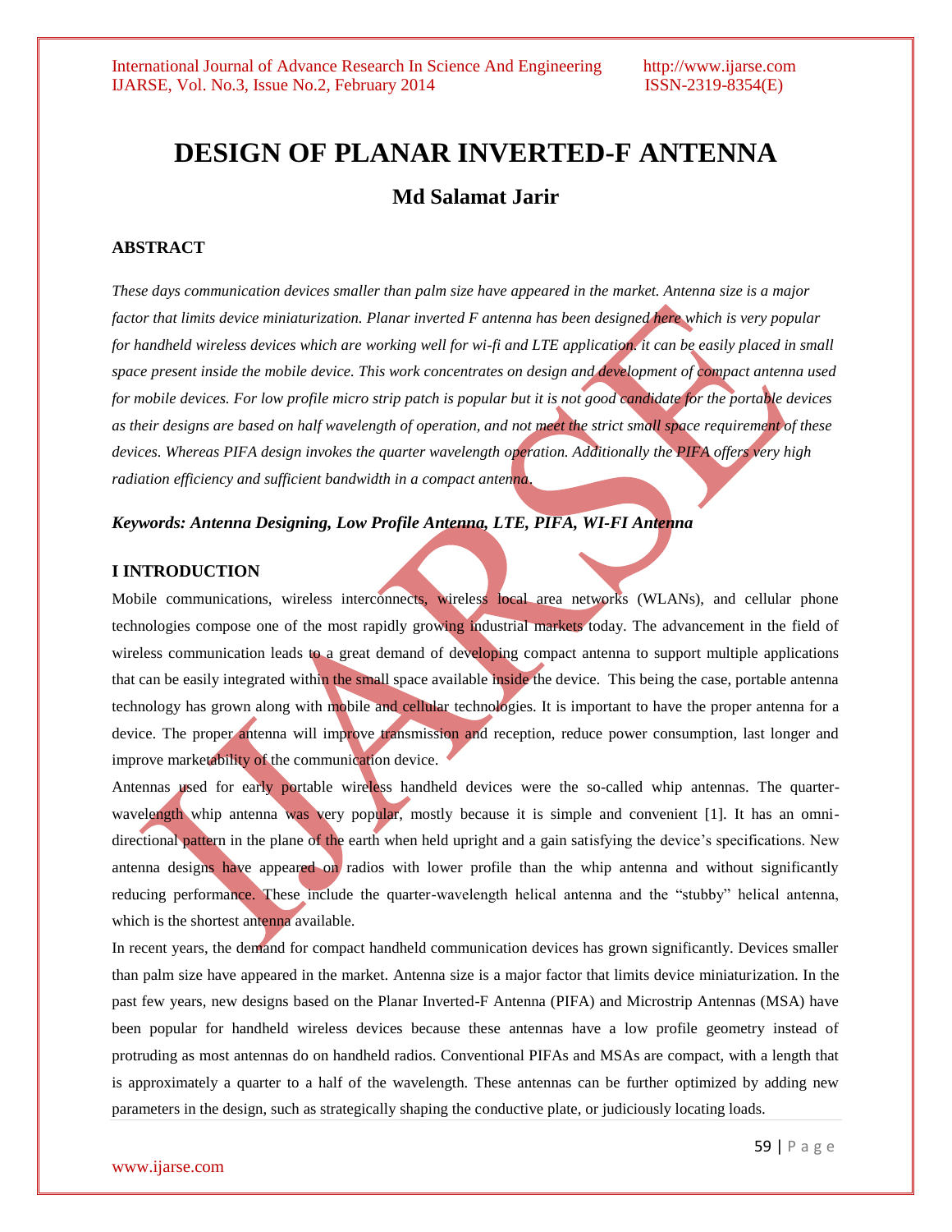# DESIGN OF PLANAR INVERTED-F ANTENNA

## Md Salamat Jarir

### ABSTRACT

*These days communication devices smaller than palm size have appeared in the market. Antenna size is a major factor that limits device miniaturization. Planar inverted F antenna has been designed here which is very popular for handheld wireless devices which are working well for wi-fi and LTE application. it can be easily placed in small space present inside the mobile device. This work concentrates on design and development of compact antenna used for mobile devices. For low profile micro strip patch is popular but it is not good candidate for the portable devices as their designs are based on half wavelength of operation, and not meet the strict small space requirement of these devices. Whereas PIFA design invokes the quarter wavelength operation. Additionally the PIFA offers very high radiation efficiency and sufficient bandwidth in a compact antenna.*

***Keywords: Antenna Designing, Low Profile Antenna, LTE, PIFA, WI-FI Antenna***

### I INTRODUCTION

Mobile communications, wireless interconnects, wireless local area networks (WLANs), and cellular phone technologies compose one of the most rapidly growing industrial markets today. The advancement in the field of wireless communication leads to a great demand of developing compact antenna to support multiple applications that can be easily integrated within the small space available inside the device. This being the case, portable antenna technology has grown along with mobile and cellular technologies. It is important to have the proper antenna for a device. The proper antenna will improve transmission and reception, reduce power consumption, last longer and improve marketability of the communication device.

Antennas used for early portable wireless handheld devices were the so-called whip antennas. The quarter-wavelength whip antenna was very popular, mostly because it is simple and convenient [1]. It has an omni-directional pattern in the plane of the earth when held upright and a gain satisfying the device's specifications. New antenna designs have appeared on radios with lower profile than the whip antenna and without significantly reducing performance. These include the quarter-wavelength helical antenna and the "stubby" helical antenna, which is the shortest antenna available.

In recent years, the demand for compact handheld communication devices has grown significantly. Devices smaller than palm size have appeared in the market. Antenna size is a major factor that limits device miniaturization. In the past few years, new designs based on the Planar Inverted-F Antenna (PIFA) and Microstrip Antennas (MSA) have been popular for handheld wireless devices because these antennas have a low profile geometry instead of protruding as most antennas do on handheld radios. Conventional PIFAs and MSAs are compact, with a length that is approximately a quarter to a half of the wavelength. These antennas can be further optimized by adding new parameters in the design, such as strategically shaping the conductive plate, or judiciously locating loads.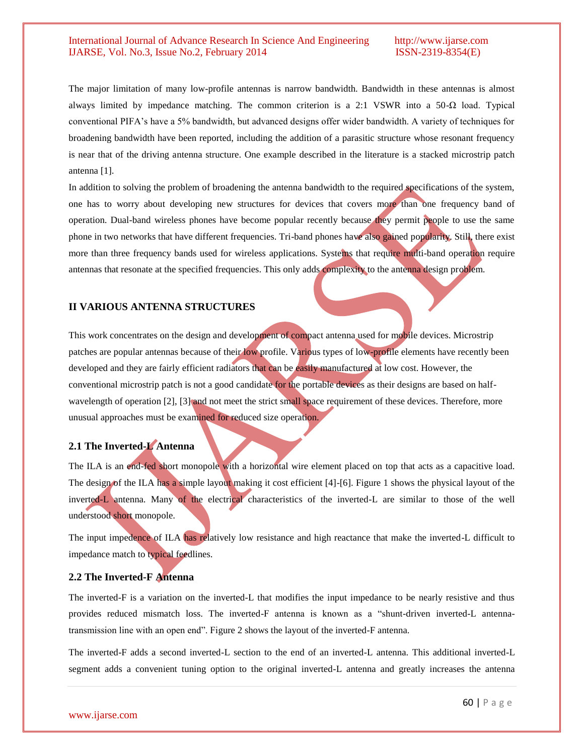The major limitation of many low-profile antennas is narrow bandwidth. Bandwidth in these antennas is almost always limited by impedance matching. The common criterion is a 2:1 VSWR into a 50-Ω load. Typical conventional PIFA's have a 5% bandwidth, but advanced designs offer wider bandwidth. A variety of techniques for broadening bandwidth have been reported, including the addition of a parasitic structure whose resonant frequency is near that of the driving antenna structure. One example described in the literature is a stacked microstrip patch antenna [1].

In addition to solving the problem of broadening the antenna bandwidth to the required specifications of the system, one has to worry about developing new structures for devices that covers more than one frequency band of operation. Dual-band wireless phones have become popular recently because they permit people to use the same phone in two networks that have different frequencies. Tri-band phones have also gained popularity. Still, there exist more than three frequency bands used for wireless applications. Systems that require multi-band operation require antennas that resonate at the specified frequencies. This only adds complexity to the antenna design problem.

## II VARIOUS ANTENNA STRUCTURES

This work concentrates on the design and development of compact antenna used for mobile devices. Microstrip patches are popular antennas because of their low profile. Various types of low-profile elements have recently been developed and they are fairly efficient radiators that can be easily manufactured at low cost. However, the conventional microstrip patch is not a good candidate for the portable devices as their designs are based on half-wavelength of operation [2], [3] and not meet the strict small space requirement of these devices. Therefore, more unusual approaches must be examined for reduced size operation.

### 2.1 The Inverted-L Antenna

The ILA is an end-fed short monopole with a horizontal wire element placed on top that acts as a capacitive load. The design of the ILA has a simple layout making it cost efficient [4]-[6]. Figure 1 shows the physical layout of the inverted-L antenna. Many of the electrical characteristics of the inverted-L are similar to those of the well understood short monopole.

The input impedence of ILA has relatively low resistance and high reactance that make the inverted-L difficult to impedance match to typical feedlines.

### 2.2 The Inverted-F Antenna

The inverted-F is a variation on the inverted-L that modifies the input impedance to be nearly resistive and thus provides reduced mismatch loss. The inverted-F antenna is known as a "shunt-driven inverted-L antenna-transmission line with an open end". Figure 2 shows the layout of the inverted-F antenna.

The inverted-F adds a second inverted-L section to the end of an inverted-L antenna. This additional inverted-L segment adds a convenient tuning option to the original inverted-L antenna and greatly increases the antenna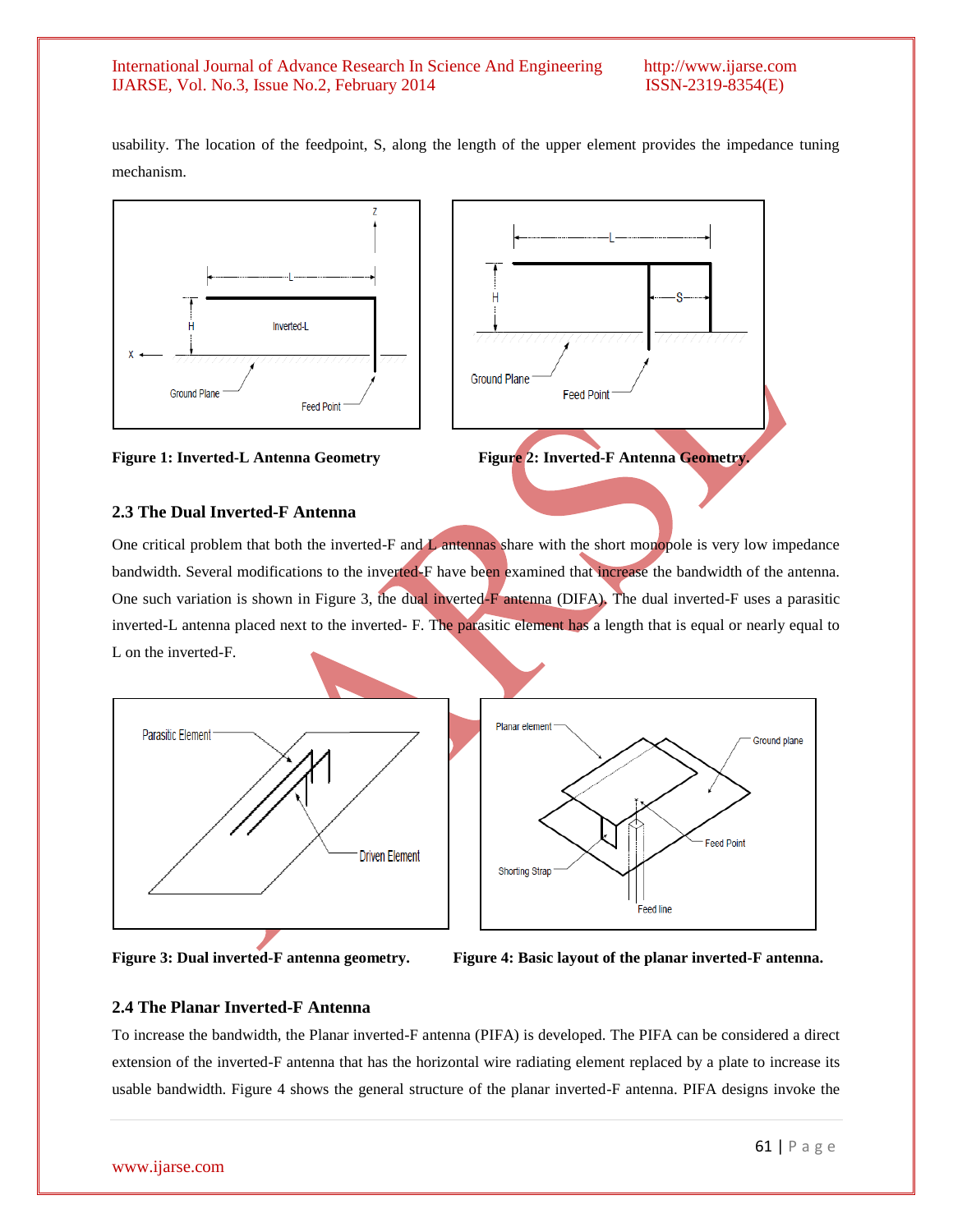usability. The location of the feedpoint, S, along the length of the upper element provides the impedance tuning mechanism.

**Figure 1: Inverted-L Antenna Geometry**

**Figure 2: Inverted-F Antenna Geometry.**

### 2.3 The Dual Inverted-F Antenna

One critical problem that both the inverted-F and L antennas share with the short monopole is very low impedance bandwidth. Several modifications to the inverted-F have been examined that increase the bandwidth of the antenna. One such variation is shown in Figure 3, the dual inverted-F antenna (DIFA). The dual inverted-F uses a parasitic inverted-L antenna placed next to the inverted- F. The parasitic element has a length that is equal or nearly equal to L on the inverted-F.

**Figure 3: Dual inverted-F antenna geometry.**

**Figure 4: Basic layout of the planar inverted-F antenna.**

### 2.4 The Planar Inverted-F Antenna

To increase the bandwidth, the Planar inverted-F antenna (PIFA) is developed. The PIFA can be considered a direct extension of the inverted-F antenna that has the horizontal wire radiating element replaced by a plate to increase its usable bandwidth. Figure 4 shows the general structure of the planar inverted-F antenna. PIFA designs invoke the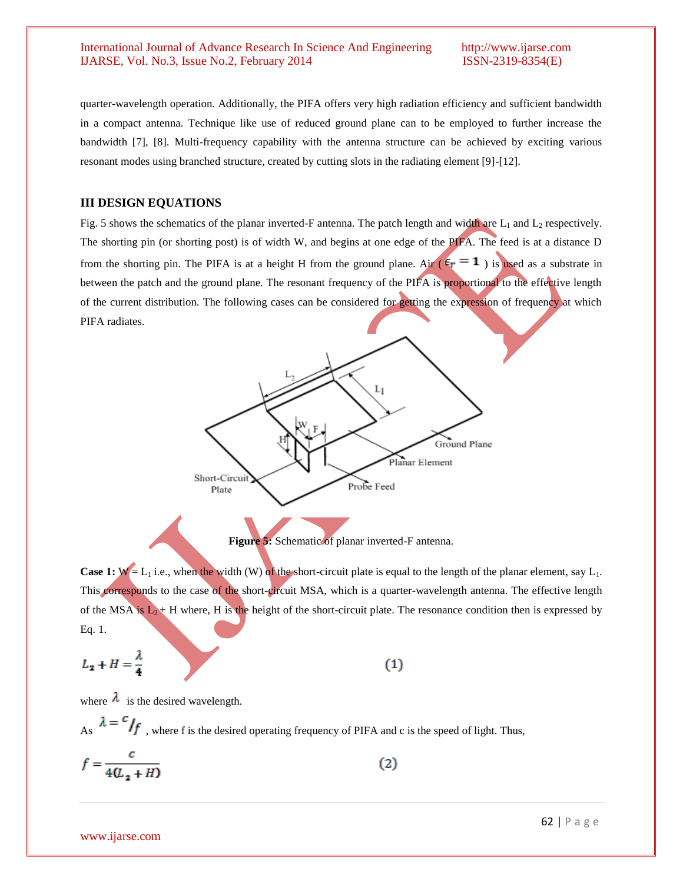quarter-wavelength operation. Additionally, the PIFA offers very high radiation efficiency and sufficient bandwidth in a compact antenna. Technique like use of reduced ground plane can to be employed to further increase the bandwidth [7], [8]. Multi-frequency capability with the antenna structure can be achieved by exciting various resonant modes using branched structure, created by cutting slots in the radiating element [9]-[12].

## III DESIGN EQUATIONS

Fig. 5 shows the schematics of the planar inverted-F antenna. The patch length and width are $L_1$ and $L_2$ respectively. The shorting pin (or shorting post) is of width W, and begins at one edge of the PIFA. The feed is at a distance D from the shorting pin. The PIFA is at a height H from the ground plane. Air ( $\epsilon_r = 1$ ) is used as a substrate in between the patch and the ground plane. The resonant frequency of the PIFA is proportional to the effective length of the current distribution. The following cases can be considered for getting the expression of frequency at which PIFA radiates.

**Figure 5:** Schematic of planar inverted-F antenna.

**Case 1:** $W = L_1$ i.e., when the width (W) of the short-circuit plate is equal to the length of the planar element, say $L_1$. This corresponds to the case of the short-circuit MSA, which is a quarter-wavelength antenna. The effective length of the MSA is $L_2 + H$ where, H is the height of the short-circuit plate. The resonance condition then is expressed by Eq. 1.

$$L_2 + H = \frac{\lambda}{4} \qquad (1)$$

where $\lambda$ is the desired wavelength.

As $\lambda = c/f$ , where f is the desired operating frequency of PIFA and c is the speed of light. Thus,

$$f = \frac{c}{4(L_2 + H)} \qquad (2)$$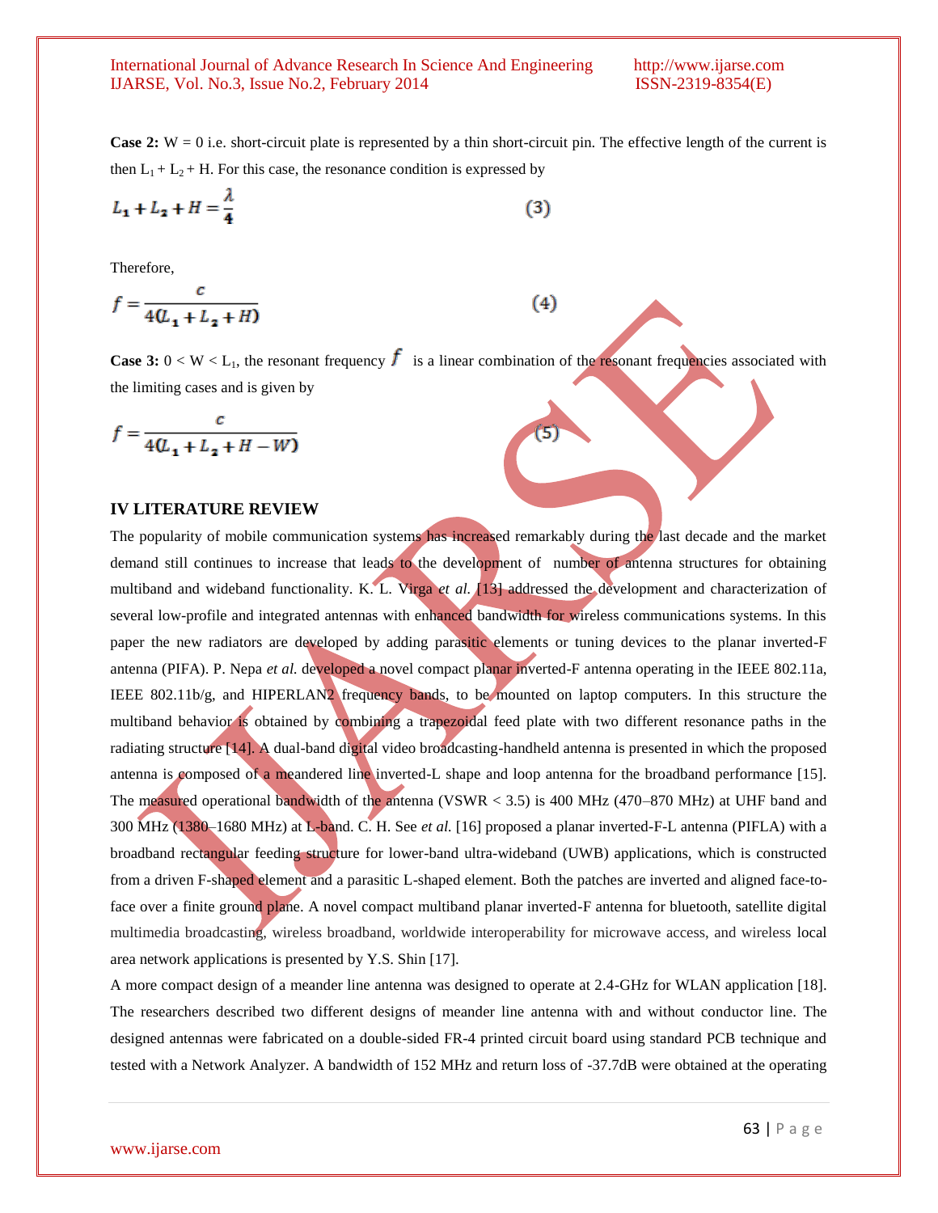**Case 2:** W = 0 i.e. short-circuit plate is represented by a thin short-circuit pin. The effective length of the current is then $L_1 + L_2 + H$. For this case, the resonance condition is expressed by

$$L_1 + L_2 + H = \frac{\lambda}{4} \tag{3}$$

Therefore,

$$f = \frac{c}{4(L_1 + L_2 + H)} \tag{4}$$

**Case 3:** $0 < W < L_1$, the resonant frequency $f$ is a linear combination of the resonant frequencies associated with the limiting cases and is given by

$$f = \frac{c}{4(L_1 + L_2 + H - W)} \tag{5}$$

## IV LITERATURE REVIEW

The popularity of mobile communication systems has increased remarkably during the last decade and the market demand still continues to increase that leads to the development of number of antenna structures for obtaining multiband and wideband functionality. K. L. Virga *et al.* [13] addressed the development and characterization of several low-profile and integrated antennas with enhanced bandwidth for wireless communications systems. In this paper the new radiators are developed by adding parasitic elements or tuning devices to the planar inverted-F antenna (PIFA). P. Nepa *et al.* developed a novel compact planar inverted-F antenna operating in the IEEE 802.11a, IEEE 802.11b/g, and HIPERLAN2 frequency bands, to be mounted on laptop computers. In this structure the multiband behavior is obtained by combining a trapezoidal feed plate with two different resonance paths in the radiating structure [14]. A dual-band digital video broadcasting-handheld antenna is presented in which the proposed antenna is composed of a meandered line inverted-L shape and loop antenna for the broadband performance [15]. The measured operational bandwidth of the antenna (VSWR < 3.5) is 400 MHz (470–870 MHz) at UHF band and 300 MHz (1380–1680 MHz) at L-band. C. H. See *et al.* [16] proposed a planar inverted-F-L antenna (PIFLA) with a broadband rectangular feeding structure for lower-band ultra-wideband (UWB) applications, which is constructed from a driven F-shaped element and a parasitic L-shaped element. Both the patches are inverted and aligned face-to-face over a finite ground plane. A novel compact multiband planar inverted-F antenna for bluetooth, satellite digital multimedia broadcasting, wireless broadband, worldwide interoperability for microwave access, and wireless local area network applications is presented by Y.S. Shin [17].

A more compact design of a meander line antenna was designed to operate at 2.4-GHz for WLAN application [18]. The researchers described two different designs of meander line antenna with and without conductor line. The designed antennas were fabricated on a double-sided FR-4 printed circuit board using standard PCB technique and tested with a Network Analyzer. A bandwidth of 152 MHz and return loss of -37.7dB were obtained at the operating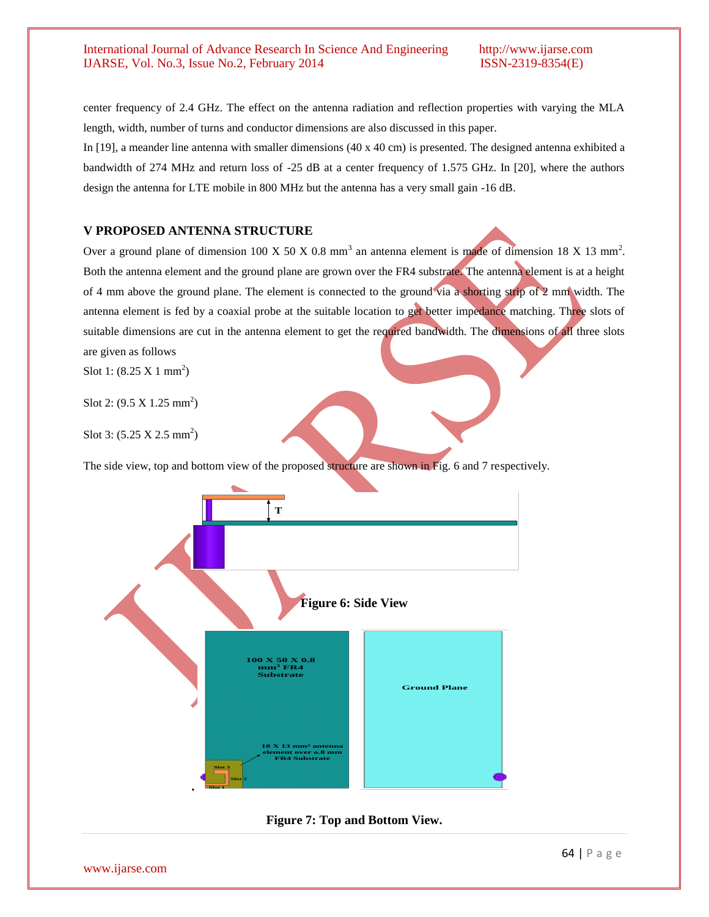center frequency of 2.4 GHz. The effect on the antenna radiation and reflection properties with varying the MLA length, width, number of turns and conductor dimensions are also discussed in this paper.

In [19], a meander line antenna with smaller dimensions (40 x 40 cm) is presented. The designed antenna exhibited a bandwidth of 274 MHz and return loss of -25 dB at a center frequency of 1.575 GHz. In [20], where the authors design the antenna for LTE mobile in 800 MHz but the antenna has a very small gain -16 dB.

## V PROPOSED ANTENNA STRUCTURE

Over a ground plane of dimension 100 X 50 X 0.8 $mm^3$ an antenna element is made of dimension 18 X 13 $mm^2$. Both the antenna element and the ground plane are grown over the FR4 substrate. The antenna element is at a height of 4 mm above the ground plane. The element is connected to the ground via a shorting strip of 2 mm width. The antenna element is fed by a coaxial probe at the suitable location to get better impedance matching. Three slots of suitable dimensions are cut in the antenna element to get the required bandwidth. The dimensions of all three slots are given as follows

Slot 1: (8.25 X 1 $mm^2$)

Slot 2: (9.5 X 1.25 $mm^2$)

Slot 3: (5.25 X 2.5 $mm^2$)

The side view, top and bottom view of the proposed structure are shown in Fig. 6 and 7 respectively.

**Figure 6: Side View**

**Figure 7: Top and Bottom View.**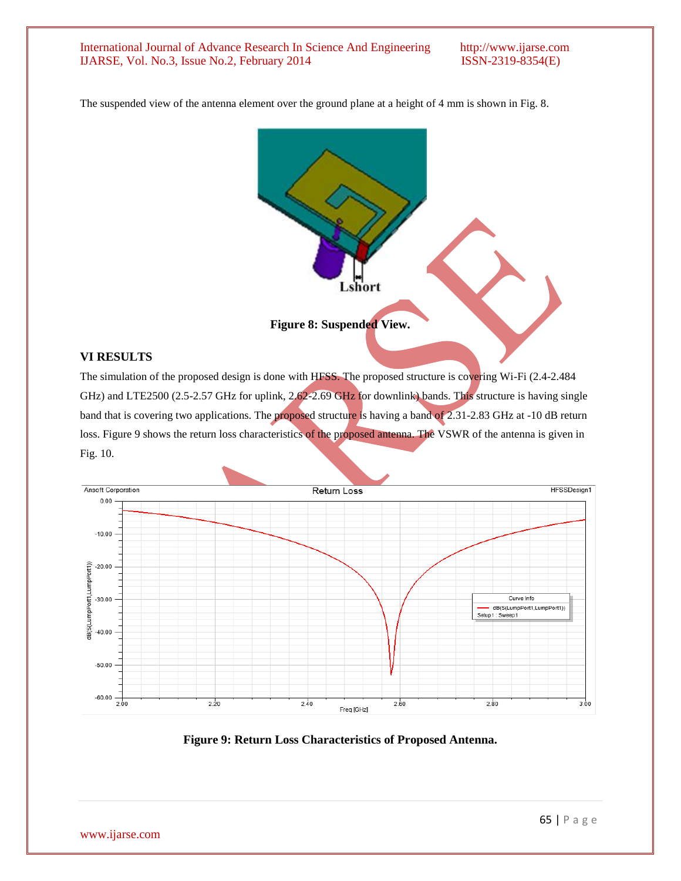The suspended view of the antenna element over the ground plane at a height of 4 mm is shown in Fig. 8.

**Figure 8: Suspended View.**

## VI RESULTS

The simulation of the proposed design is done with HFSS. The proposed structure is covering Wi-Fi (2.4-2.484 GHz) and LTE2500 (2.5-2.57 GHz for uplink, 2.62-2.69 GHz for downlink) bands. This structure is having single band that is covering two applications. The proposed structure is having a band of 2.31-2.83 GHz at -10 dB return loss. Figure 9 shows the return loss characteristics of the proposed antenna. The VSWR of the antenna is given in Fig. 10.

**Figure 9: Return Loss Characteristics of Proposed Antenna.**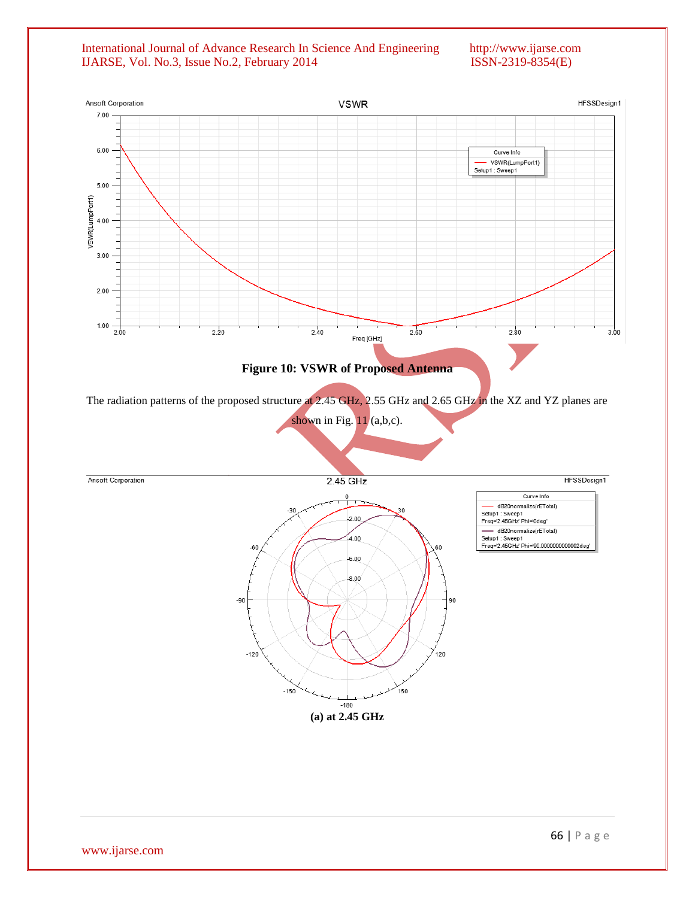**Figure 10: VSWR of Proposed Antenna**

The radiation patterns of the proposed structure at 2.45 GHz, 2.55 GHz and 2.65 GHz in the XZ and YZ planes are shown in Fig. 11 (a,b,c).

**(a) at 2.45 GHz**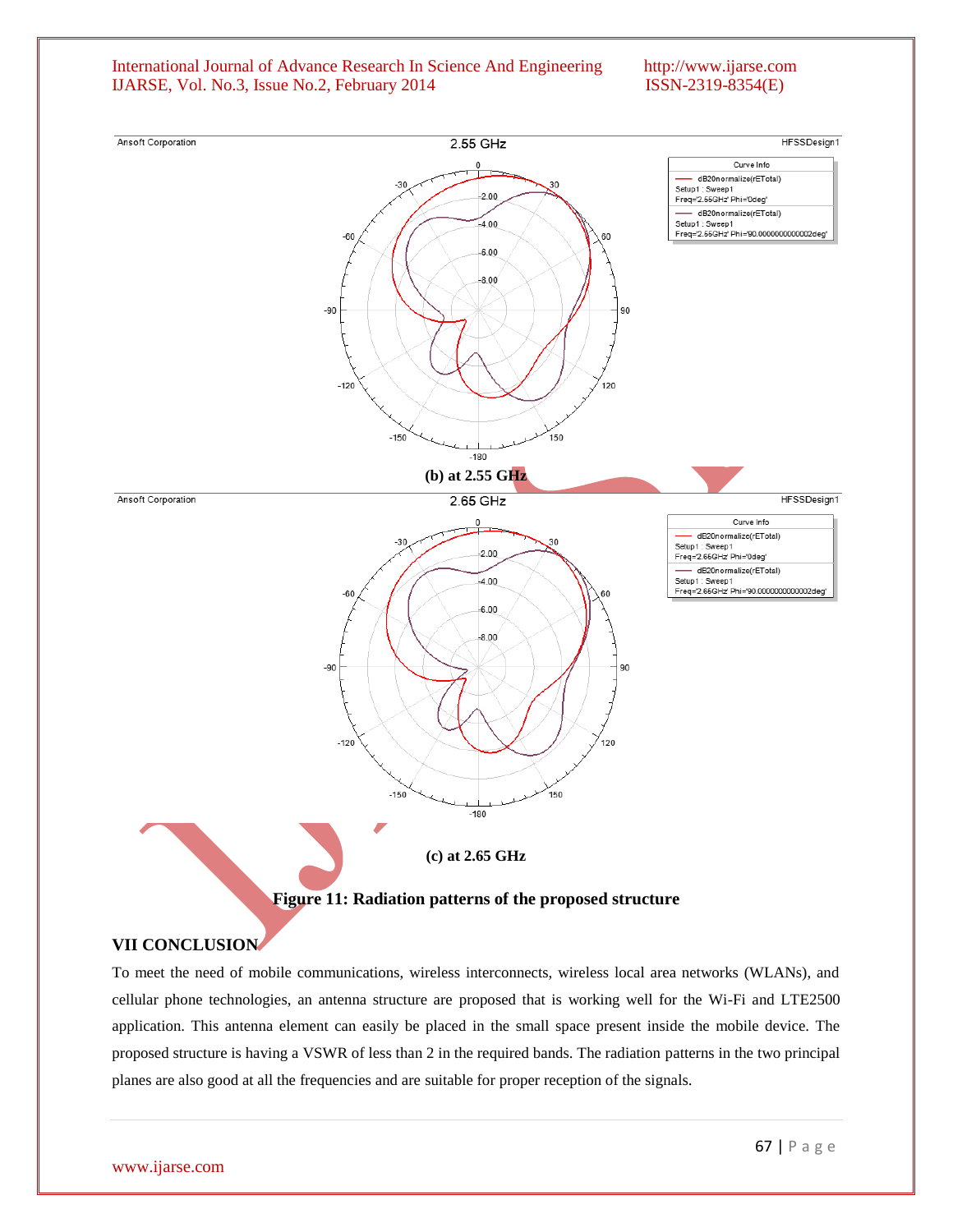(b) at 2.55 GHz

(c) at 2.65 GHz

**Figure 11: Radiation patterns of the proposed structure**

## VII CONCLUSION

To meet the need of mobile communications, wireless interconnects, wireless local area networks (WLANs), and cellular phone technologies, an antenna structure are proposed that is working well for the Wi-Fi and LTE2500 application. This antenna element can easily be placed in the small space present inside the mobile device. The proposed structure is having a VSWR of less than 2 in the required bands. The radiation patterns in the two principal planes are also good at all the frequencies and are suitable for proper reception of the signals.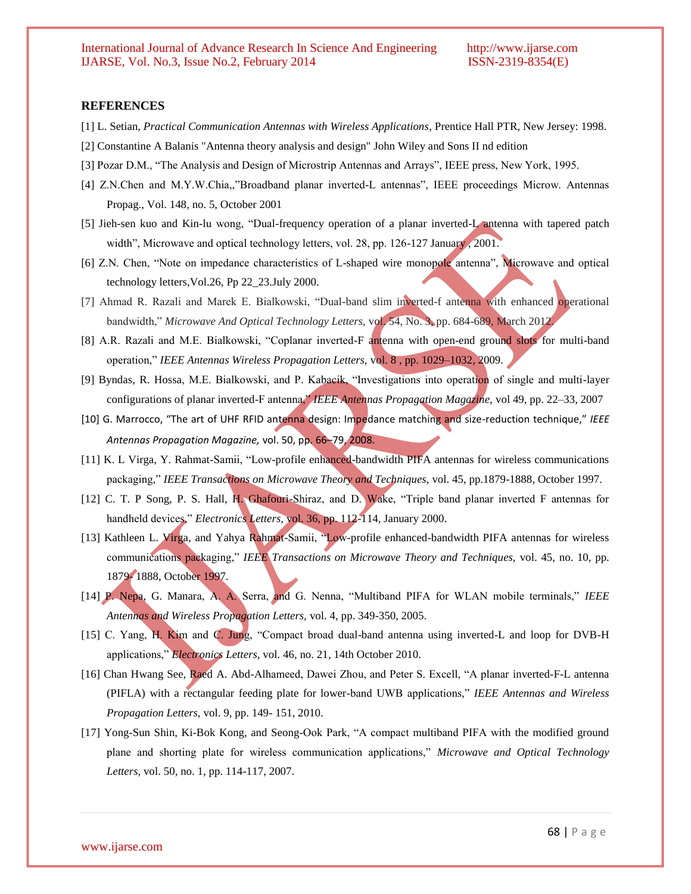## REFERENCES

[1] L. Setian, *Practical Communication Antennas with Wireless Applications*, Prentice Hall PTR, New Jersey: 1998.

[2] Constantine A Balanis "Antenna theory analysis and design" John Wiley and Sons II nd edition

[3] Pozar D.M., "The Analysis and Design of Microstrip Antennas and Arrays", IEEE press, New York, 1995.

[4] Z.N.Chen and M.Y.W.Chia,,"Broadband planar inverted-L antennas", IEEE proceedings Microw. Antennas Propag., Vol. 148, no. 5, October 2001

[5] Jieh-sen kuo and Kin-lu wong, "Dual-frequency operation of a planar inverted-L antenna with tapered patch width", Microwave and optical technology letters, vol. 28, pp. 126-127 January , 2001.

[6] Z.N. Chen, "Note on impedance characteristics of L-shaped wire monopole antenna", Microwave and optical technology letters,Vol.26, Pp 22_23.July 2000.

[7] Ahmad R. Razali and Marek E. Bialkowski, "Dual-band slim inverted-f antenna with enhanced operational bandwidth," *Microwave And Optical Technology Letters,* vol. 54, No. 3, pp. 684-689, March 2012.

[8] A.R. Razali and M.E. Bialkowski, "Coplanar inverted-F antenna with open-end ground slots for multi-band operation," *IEEE Antennas Wireless Propagation Letters,* vol. 8 , pp. 1029–1032, 2009.

[9] Byndas, R. Hossa, M.E. Bialkowski, and P. Kabacik, "Investigations into operation of single and multi-layer configurations of planar inverted-F antenna," *IEEE Antennas Propagation Magazine,* vol 49, pp. 22–33, 2007

[10] G. Marrocco, "The art of UHF RFID antenna design: Impedance matching and size-reduction technique," *IEEE Antennas Propagation Magazine,* vol. 50, pp. 66–79, 2008.

[11] K. L Virga, Y. Rahmat-Samii, "Low-profile enhanced-bandwidth PIFA antennas for wireless communications packaging," *IEEE Transactions on Microwave Theory and Techniques*, vol. 45, pp.1879-1888, October 1997.

[12] C. T. P Song, P. S. Hall, H. Ghafouri-Shiraz, and D. Wake, "Triple band planar inverted F antennas for handheld devices," *Electronics Letters,* vol. 36, pp. 112-114, January 2000.

[13] Kathleen L. Virga, and Yahya Rahmat-Samii, "Low-profile enhanced-bandwidth PIFA antennas for wireless communications packaging," *IEEE Transactions on Microwave Theory and Techniques,* vol. 45, no. 10, pp. 1879- 1888, October 1997.

[14] P. Nepa, G. Manara, A. A. Serra, and G. Nenna, "Multiband PIFA for WLAN mobile terminals," *IEEE Antennas and Wireless Propagation Letters,* vol. 4, pp. 349-350, 2005.

[15] C. Yang, H. Kim and C. Jung, "Compact broad dual-band antenna using inverted-L and loop for DVB-H applications," *Electronics Letters,* vol. 46, no. 21, 14th October 2010.

[16] Chan Hwang See, Raed A. Abd-Alhameed, Dawei Zhou, and Peter S. Excell, "A planar inverted-F-L antenna (PIFLA) with a rectangular feeding plate for lower-band UWB applications," *IEEE Antennas and Wireless Propagation Letters,* vol. 9, pp. 149- 151, 2010.

[17] Yong-Sun Shin, Ki-Bok Kong, and Seong-Ook Park, "A compact multiband PIFA with the modified ground plane and shorting plate for wireless communication applications," *Microwave and Optical Technology Letters,* vol. 50, no. 1, pp. 114-117, 2007.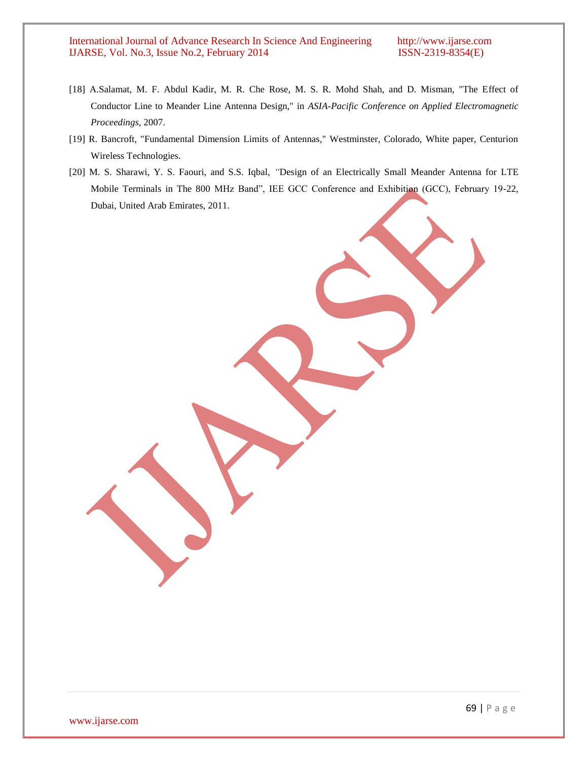[18] A.Salamat, M. F. Abdul Kadir, M. R. Che Rose, M. S. R. Mohd Shah, and D. Misman, "The Effect of Conductor Line to Meander Line Antenna Design," in *ASIA-Pacific Conference on Applied Electromagnetic Proceedings*, 2007.

[19] R. Bancroft, "Fundamental Dimension Limits of Antennas," Westminster, Colorado, White paper, Centurion Wireless Technologies.

[20] M. S. Sharawi, Y. S. Faouri, and S.S. Iqbal, *"*Design of an Electrically Small Meander Antenna for LTE Mobile Terminals in The 800 MHz Band", IEE GCC Conference and Exhibition (GCC), February 19-22, Dubai, United Arab Emirates, 2011.